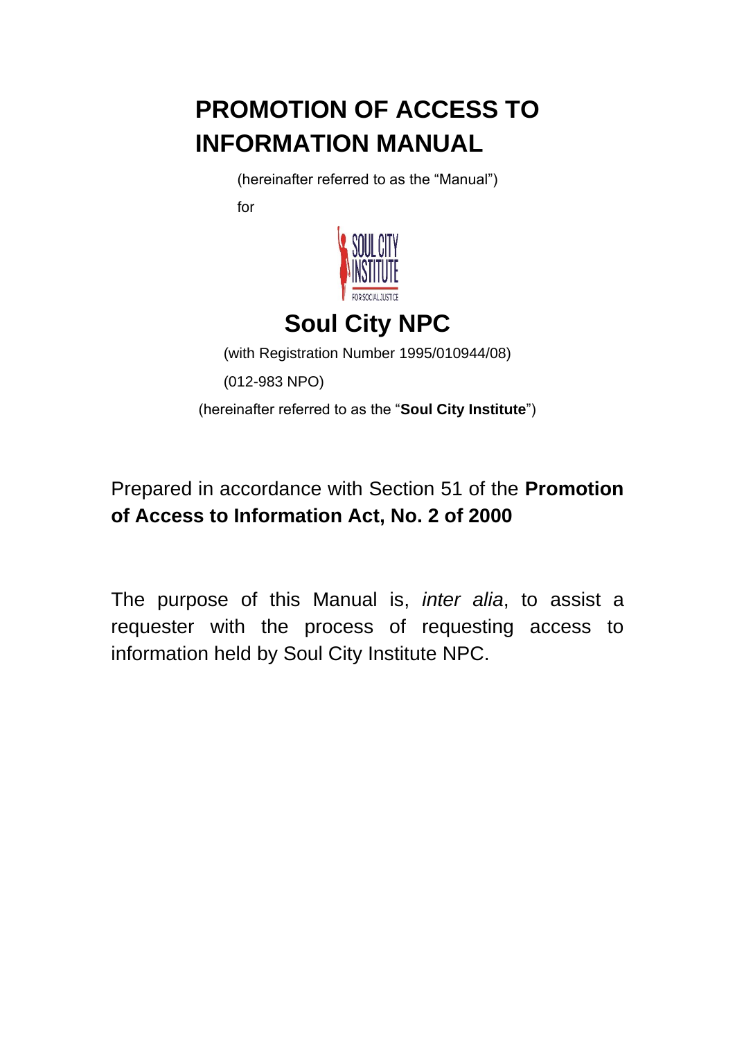# PROMOTION OF ACCESS TO INFORMATION MANUAL

(hereinafter referred to as the "Manual")

for

## Soul City NPC

(with Registration Number 1995/010944/08)

(012-983 NPO)

(hereinafter referred to as the "**Soul City Institute**")

Prepared in accordance with Section 51 of the **Promotion of Access to Information Act, No. 2 of 2000**

The purpose of this Manual is, *inter alia*, to assist a requester with the process of requesting access to information held by Soul City Institute NPC.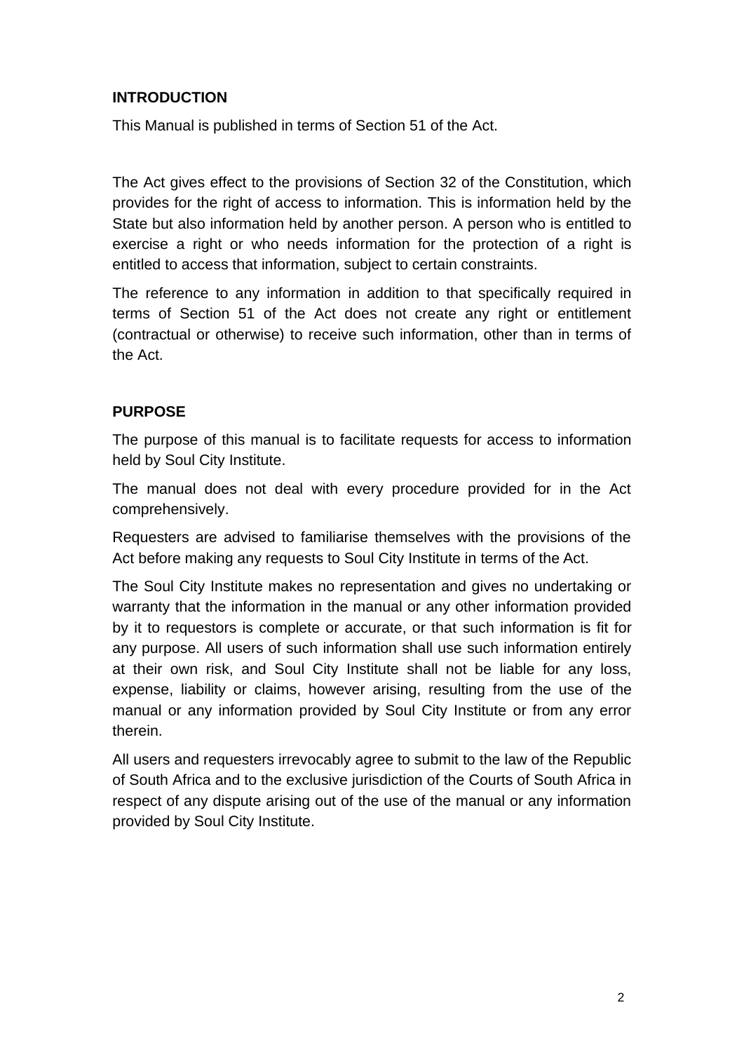## INTRODUCTION

This Manual is published in terms of Section 51 of the Act.

The Act gives effect to the provisions of Section 32 of the Constitution, which provides for the right of access to information. This is information held by the State but also information held by another person. A person who is entitled to exercise a right or who needs information for the protection of a right is entitled to access that information, subject to certain constraints.

The reference to any information in addition to that specifically required in terms of Section 51 of the Act does not create any right or entitlement (contractual or otherwise) to receive such information, other than in terms of the Act.

## PURPOSE

The purpose of this manual is to facilitate requests for access to information held by Soul City Institute.

The manual does not deal with every procedure provided for in the Act comprehensively.

Requesters are advised to familiarise themselves with the provisions of the Act before making any requests to Soul City Institute in terms of the Act.

The Soul City Institute makes no representation and gives no undertaking or warranty that the information in the manual or any other information provided by it to requestors is complete or accurate, or that such information is fit for any purpose. All users of such information shall use such information entirely at their own risk, and Soul City Institute shall not be liable for any loss, expense, liability or claims, however arising, resulting from the use of the manual or any information provided by Soul City Institute or from any error therein.

All users and requesters irrevocably agree to submit to the law of the Republic of South Africa and to the exclusive jurisdiction of the Courts of South Africa in respect of any dispute arising out of the use of the manual or any information provided by Soul City Institute.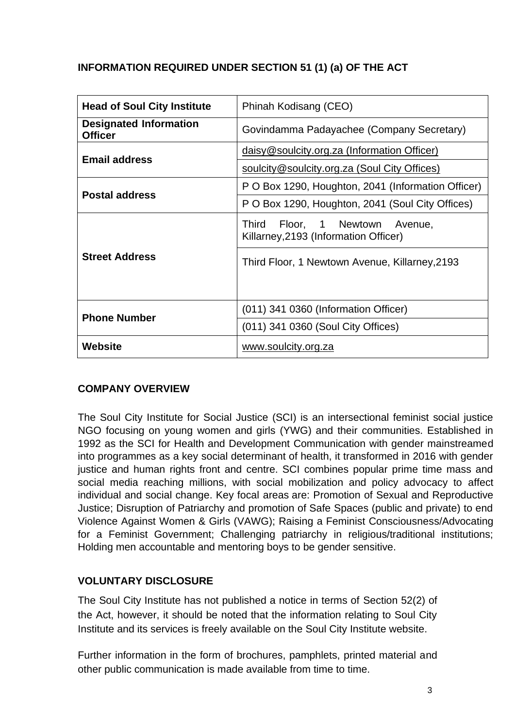## INFORMATION REQUIRED UNDER SECTION 51 (1) (a) OF THE ACT

| **Head of Soul City Institute** | Phinah Kodisang (CEO) |
|---|---|
| **Designated Information Officer** | Govindamma Padayachee (Company Secretary) |
| **Email address** | daisy@soulcity.org.za (Information Officer) |
| | soulcity@soulcity.org.za (Soul City Offices) |
| **Postal address** | P O Box 1290, Houghton, 2041 (Information Officer) |
| | P O Box 1290, Houghton, 2041 (Soul City Offices) |
| **Street Address** | Third Floor, 1 Newtown Avenue, Killarney,2193 (Information Officer) |
| | Third Floor, 1 Newtown Avenue, Killarney,2193 |
| **Phone Number** | (011) 341 0360 (Information Officer) |
| | (011) 341 0360 (Soul City Offices) |
| **Website** | www.soulcity.org.za |

## COMPANY OVERVIEW

The Soul City Institute for Social Justice (SCI) is an intersectional feminist social justice NGO focusing on young women and girls (YWG) and their communities. Established in 1992 as the SCI for Health and Development Communication with gender mainstreamed into programmes as a key social determinant of health, it transformed in 2016 with gender justice and human rights front and centre. SCI combines popular prime time mass and social media reaching millions, with social mobilization and policy advocacy to affect individual and social change. Key focal areas are: Promotion of Sexual and Reproductive Justice; Disruption of Patriarchy and promotion of Safe Spaces (public and private) to end Violence Against Women & Girls (VAWG); Raising a Feminist Consciousness/Advocating for a Feminist Government; Challenging patriarchy in religious/traditional institutions; Holding men accountable and mentoring boys to be gender sensitive.

## VOLUNTARY DISCLOSURE

The Soul City Institute has not published a notice in terms of Section 52(2) of the Act, however, it should be noted that the information relating to Soul City Institute and its services is freely available on the Soul City Institute website.

Further information in the form of brochures, pamphlets, printed material and other public communication is made available from time to time.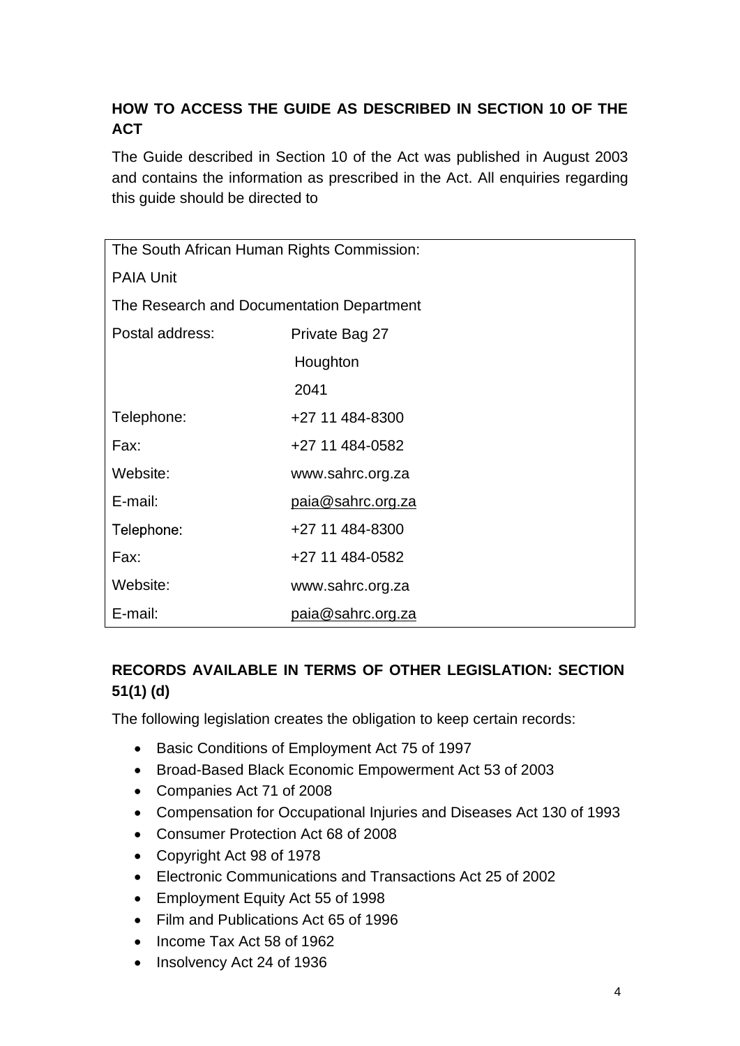## HOW TO ACCESS THE GUIDE AS DESCRIBED IN SECTION 10 OF THE ACT

The Guide described in Section 10 of the Act was published in August 2003 and contains the information as prescribed in the Act. All enquiries regarding this guide should be directed to

| The South African Human Rights Commission: | |
|---|---|
| PAIA Unit | |
| The Research and Documentation Department | |
| Postal address: | Private Bag 27 |
| | Houghton |
| | 2041 |
| Telephone: | +27 11 484-8300 |
| Fax: | +27 11 484-0582 |
| Website: | www.sahrc.org.za |
| E-mail: | paia@sahrc.org.za |
| Telephone: | +27 11 484-8300 |
| Fax: | +27 11 484-0582 |
| Website: | www.sahrc.org.za |
| E-mail: | paia@sahrc.org.za |

## RECORDS AVAILABLE IN TERMS OF OTHER LEGISLATION: SECTION 51(1) (d)

The following legislation creates the obligation to keep certain records:

- Basic Conditions of Employment Act 75 of 1997
- Broad-Based Black Economic Empowerment Act 53 of 2003
- Companies Act 71 of 2008
- Compensation for Occupational Injuries and Diseases Act 130 of 1993
- Consumer Protection Act 68 of 2008
- Copyright Act 98 of 1978
- Electronic Communications and Transactions Act 25 of 2002
- Employment Equity Act 55 of 1998
- Film and Publications Act 65 of 1996
- Income Tax Act 58 of 1962
- Insolvency Act 24 of 1936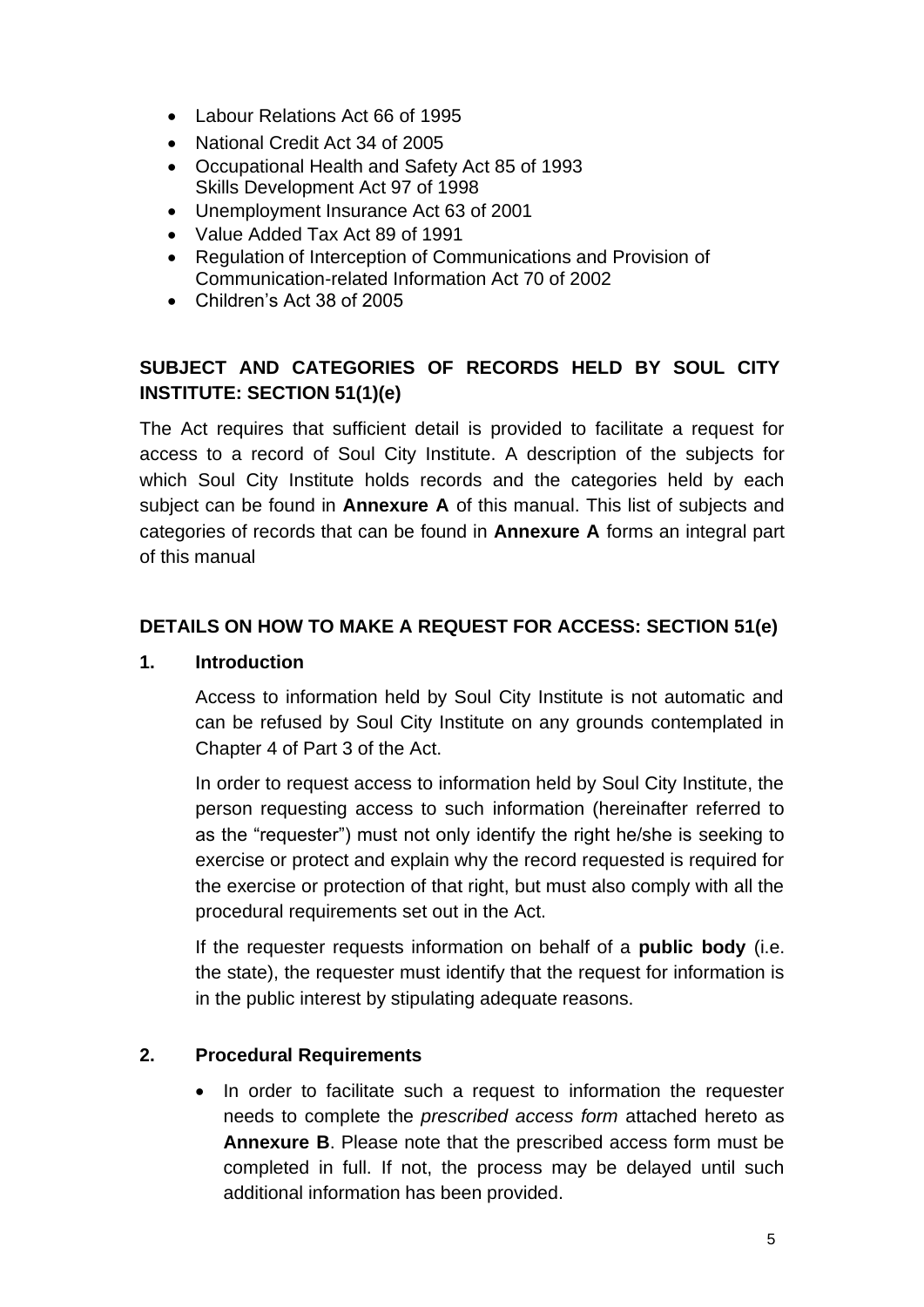- Labour Relations Act 66 of 1995
- National Credit Act 34 of 2005
- Occupational Health and Safety Act 85 of 1993
  Skills Development Act 97 of 1998
- Unemployment Insurance Act 63 of 2001
- Value Added Tax Act 89 of 1991
- Regulation of Interception of Communications and Provision of Communication-related Information Act 70 of 2002
- Children's Act 38 of 2005

## SUBJECT AND CATEGORIES OF RECORDS HELD BY SOUL CITY INSTITUTE: SECTION 51(1)(e)

The Act requires that sufficient detail is provided to facilitate a request for access to a record of Soul City Institute. A description of the subjects for which Soul City Institute holds records and the categories held by each subject can be found in **Annexure A** of this manual. This list of subjects and categories of records that can be found in **Annexure A** forms an integral part of this manual

## DETAILS ON HOW TO MAKE A REQUEST FOR ACCESS: SECTION 51(e)

### 1. Introduction

Access to information held by Soul City Institute is not automatic and can be refused by Soul City Institute on any grounds contemplated in Chapter 4 of Part 3 of the Act.

In order to request access to information held by Soul City Institute, the person requesting access to such information (hereinafter referred to as the "requester") must not only identify the right he/she is seeking to exercise or protect and explain why the record requested is required for the exercise or protection of that right, but must also comply with all the procedural requirements set out in the Act.

If the requester requests information on behalf of a **public body** (i.e. the state), the requester must identify that the request for information is in the public interest by stipulating adequate reasons.

### 2. Procedural Requirements

- In order to facilitate such a request to information the requester needs to complete the *prescribed access form* attached hereto as **Annexure B**. Please note that the prescribed access form must be completed in full. If not, the process may be delayed until such additional information has been provided.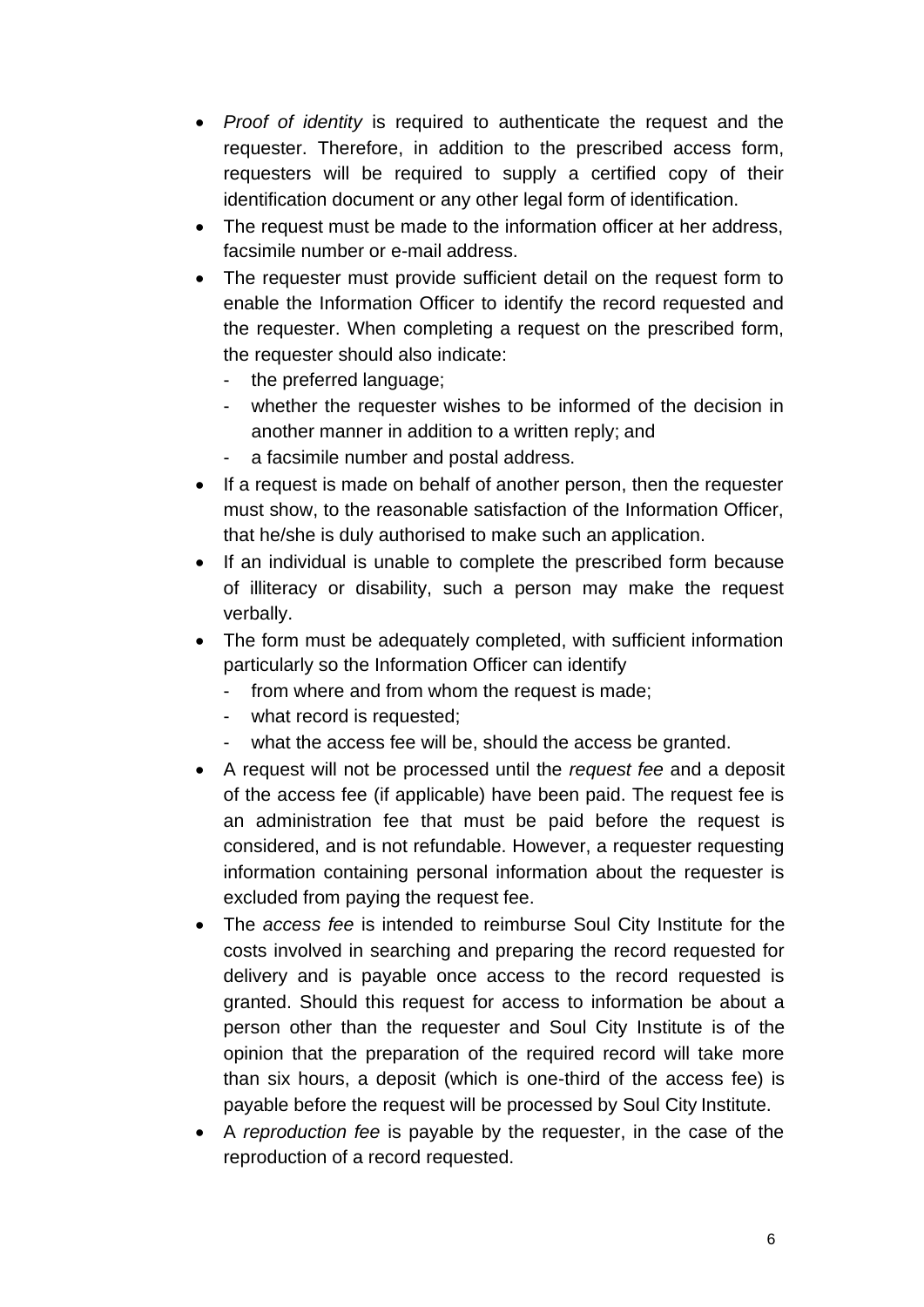- *Proof of identity* is required to authenticate the request and the requester. Therefore, in addition to the prescribed access form, requesters will be required to supply a certified copy of their identification document or any other legal form of identification.
- The request must be made to the information officer at her address, facsimile number or e-mail address.
- The requester must provide sufficient detail on the request form to enable the Information Officer to identify the record requested and the requester. When completing a request on the prescribed form, the requester should also indicate:
  - the preferred language;
  - whether the requester wishes to be informed of the decision in another manner in addition to a written reply; and
  - a facsimile number and postal address.
- If a request is made on behalf of another person, then the requester must show, to the reasonable satisfaction of the Information Officer, that he/she is duly authorised to make such an application.
- If an individual is unable to complete the prescribed form because of illiteracy or disability, such a person may make the request verbally.
- The form must be adequately completed, with sufficient information particularly so the Information Officer can identify
  - from where and from whom the request is made;
  - what record is requested;
  - what the access fee will be, should the access be granted.
- A request will not be processed until the *request fee* and a deposit of the access fee (if applicable) have been paid. The request fee is an administration fee that must be paid before the request is considered, and is not refundable. However, a requester requesting information containing personal information about the requester is excluded from paying the request fee.
- The *access fee* is intended to reimburse Soul City Institute for the costs involved in searching and preparing the record requested for delivery and is payable once access to the record requested is granted. Should this request for access to information be about a person other than the requester and Soul City Institute is of the opinion that the preparation of the required record will take more than six hours, a deposit (which is one-third of the access fee) is payable before the request will be processed by Soul City Institute.
- A *reproduction fee* is payable by the requester, in the case of the reproduction of a record requested.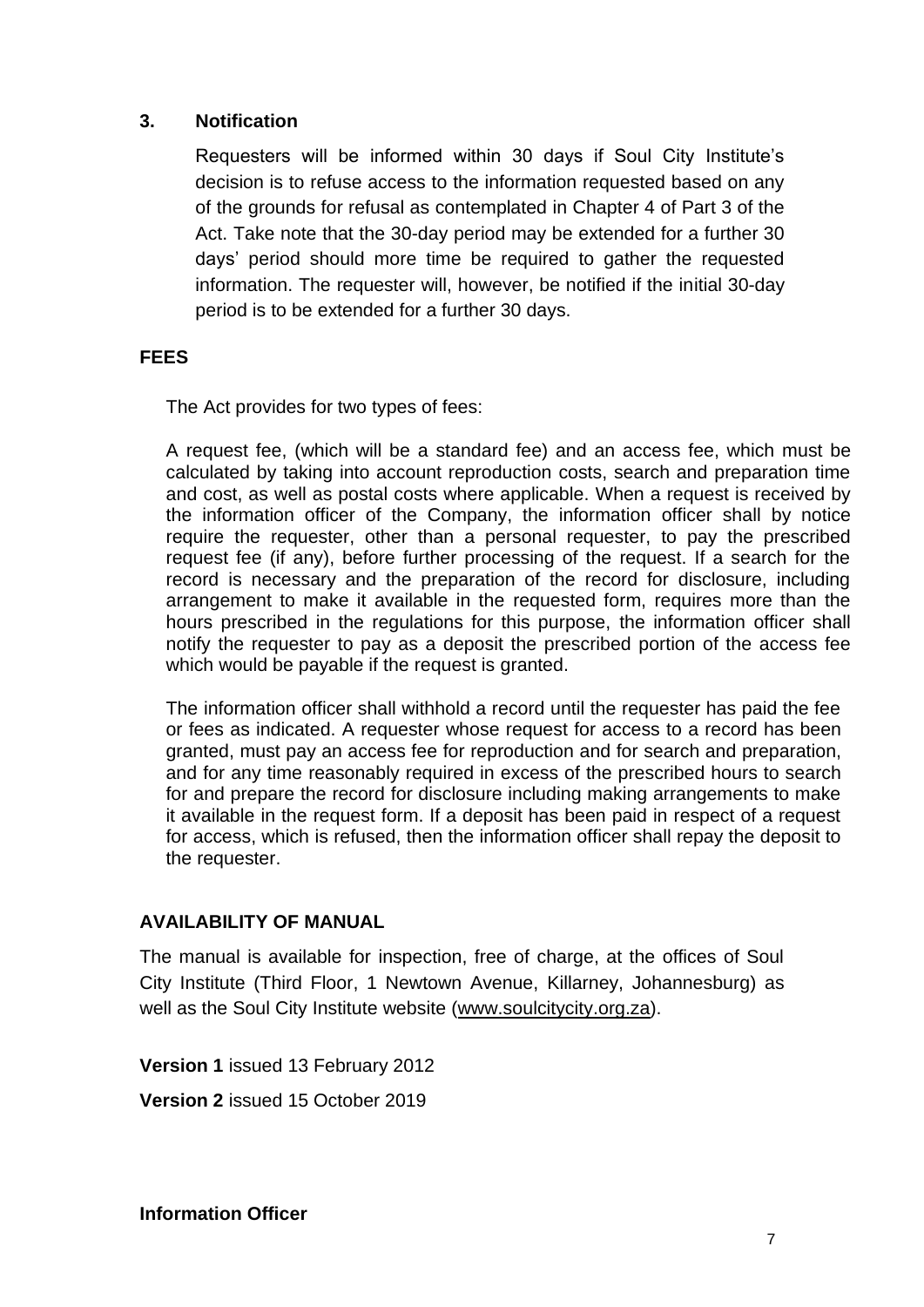## 3. Notification

Requesters will be informed within 30 days if Soul City Institute's decision is to refuse access to the information requested based on any of the grounds for refusal as contemplated in Chapter 4 of Part 3 of the Act. Take note that the 30-day period may be extended for a further 30 days' period should more time be required to gather the requested information. The requester will, however, be notified if the initial 30-day period is to be extended for a further 30 days.

## FEES

The Act provides for two types of fees:

A request fee, (which will be a standard fee) and an access fee, which must be calculated by taking into account reproduction costs, search and preparation time and cost, as well as postal costs where applicable. When a request is received by the information officer of the Company, the information officer shall by notice require the requester, other than a personal requester, to pay the prescribed request fee (if any), before further processing of the request. If a search for the record is necessary and the preparation of the record for disclosure, including arrangement to make it available in the requested form, requires more than the hours prescribed in the regulations for this purpose, the information officer shall notify the requester to pay as a deposit the prescribed portion of the access fee which would be payable if the request is granted.

The information officer shall withhold a record until the requester has paid the fee or fees as indicated. A requester whose request for access to a record has been granted, must pay an access fee for reproduction and for search and preparation, and for any time reasonably required in excess of the prescribed hours to search for and prepare the record for disclosure including making arrangements to make it available in the request form. If a deposit has been paid in respect of a request for access, which is refused, then the information officer shall repay the deposit to the requester.

## AVAILABILITY OF MANUAL

The manual is available for inspection, free of charge, at the offices of Soul City Institute (Third Floor, 1 Newtown Avenue, Killarney, Johannesburg) as well as the Soul City Institute website (www.soulcitycity.org.za).

**Version 1** issued 13 February 2012

**Version 2** issued 15 October 2019

**Information Officer**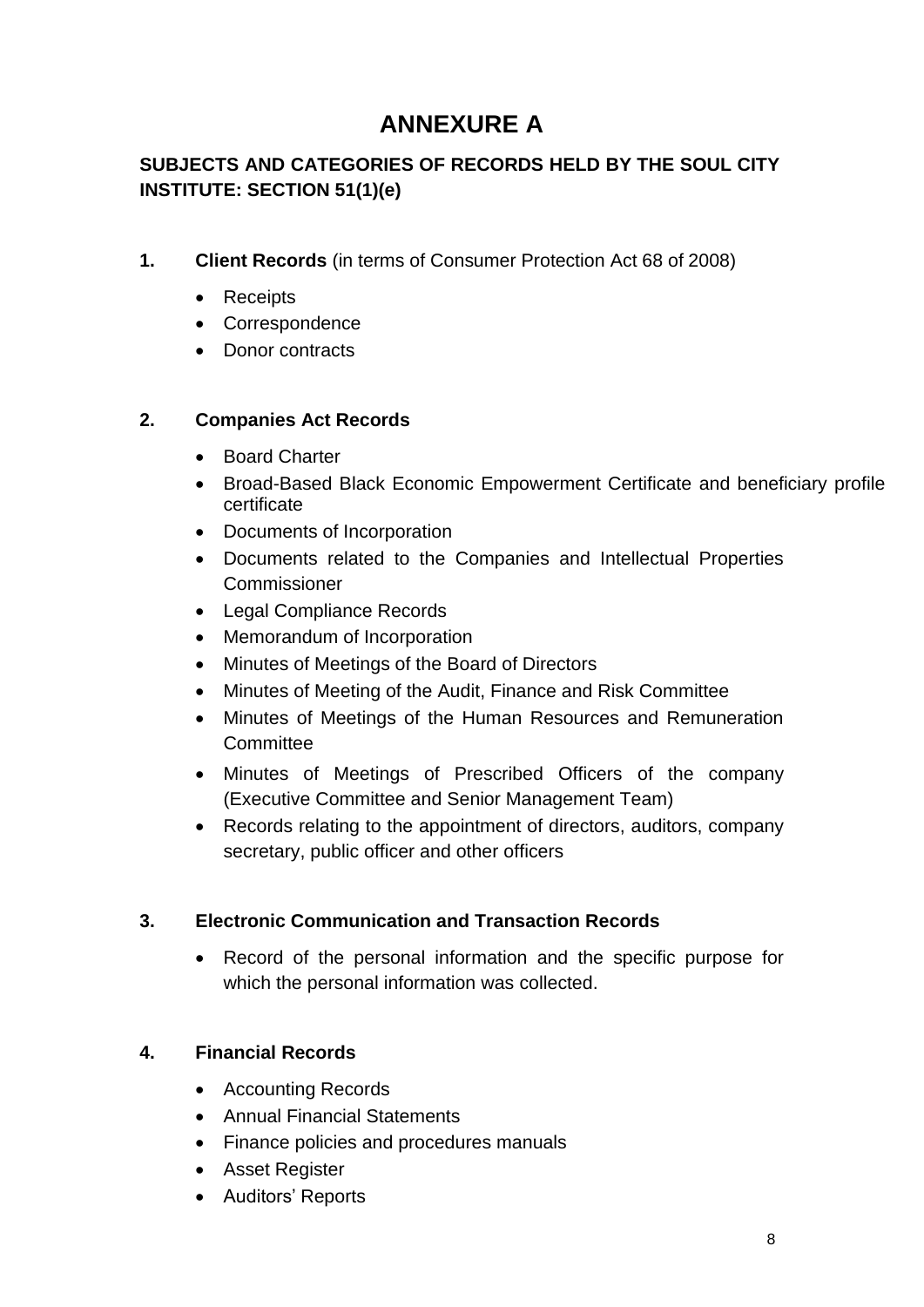# ANNEXURE A

## SUBJECTS AND CATEGORIES OF RECORDS HELD BY THE SOUL CITY INSTITUTE: SECTION 51(1)(e)

**1. Client Records** (in terms of Consumer Protection Act 68 of 2008)

- Receipts
- Correspondence
- Donor contracts

**2. Companies Act Records**

- Board Charter
- Broad-Based Black Economic Empowerment Certificate and beneficiary profile certificate
- Documents of Incorporation
- Documents related to the Companies and Intellectual Properties Commissioner
- Legal Compliance Records
- Memorandum of Incorporation
- Minutes of Meetings of the Board of Directors
- Minutes of Meeting of the Audit, Finance and Risk Committee
- Minutes of Meetings of the Human Resources and Remuneration Committee
- Minutes of Meetings of Prescribed Officers of the company (Executive Committee and Senior Management Team)
- Records relating to the appointment of directors, auditors, company secretary, public officer and other officers

**3. Electronic Communication and Transaction Records**

- Record of the personal information and the specific purpose for which the personal information was collected.

**4. Financial Records**

- Accounting Records
- Annual Financial Statements
- Finance policies and procedures manuals
- Asset Register
- Auditors' Reports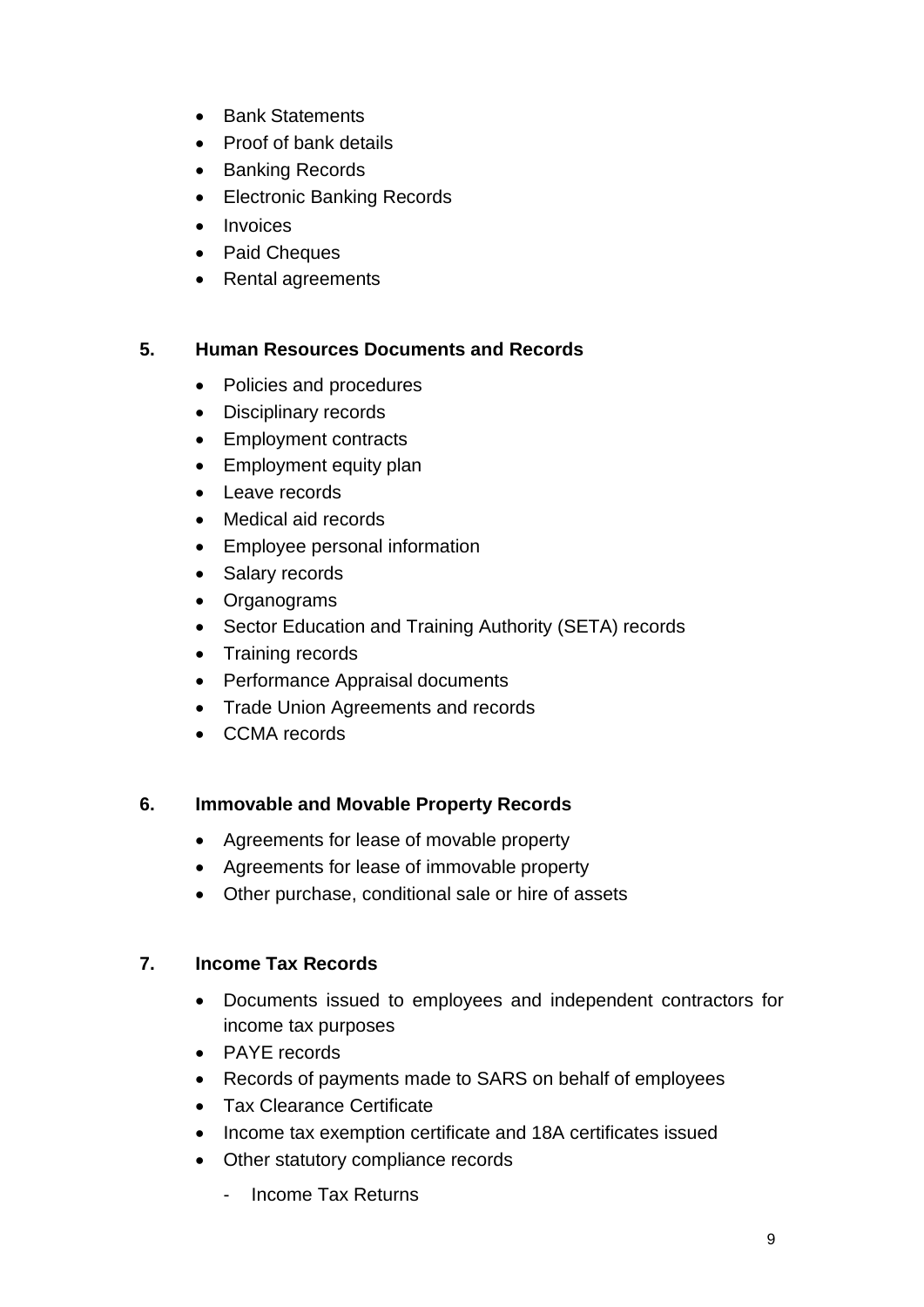- Bank Statements
- Proof of bank details
- Banking Records
- Electronic Banking Records
- Invoices
- Paid Cheques
- Rental agreements

**5. Human Resources Documents and Records**

- Policies and procedures
- Disciplinary records
- Employment contracts
- Employment equity plan
- Leave records
- Medical aid records
- Employee personal information
- Salary records
- Organograms
- Sector Education and Training Authority (SETA) records
- Training records
- Performance Appraisal documents
- Trade Union Agreements and records
- CCMA records

**6. Immovable and Movable Property Records**

- Agreements for lease of movable property
- Agreements for lease of immovable property
- Other purchase, conditional sale or hire of assets

**7. Income Tax Records**

- Documents issued to employees and independent contractors for income tax purposes
- PAYE records
- Records of payments made to SARS on behalf of employees
- Tax Clearance Certificate
- Income tax exemption certificate and 18A certificates issued
- Other statutory compliance records
  - Income Tax Returns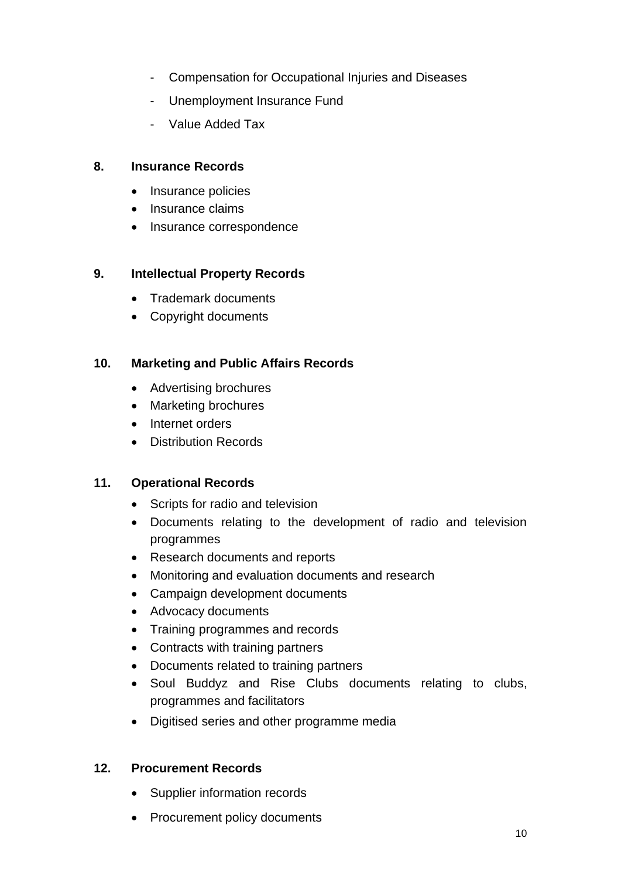- Compensation for Occupational Injuries and Diseases
- Unemployment Insurance Fund
- Value Added Tax

## 8. Insurance Records

- Insurance policies
- Insurance claims
- Insurance correspondence

## 9. Intellectual Property Records

- Trademark documents
- Copyright documents

## 10. Marketing and Public Affairs Records

- Advertising brochures
- Marketing brochures
- Internet orders
- Distribution Records

## 11. Operational Records

- Scripts for radio and television
- Documents relating to the development of radio and television programmes
- Research documents and reports
- Monitoring and evaluation documents and research
- Campaign development documents
- Advocacy documents
- Training programmes and records
- Contracts with training partners
- Documents related to training partners
- Soul Buddyz and Rise Clubs documents relating to clubs, programmes and facilitators
- Digitised series and other programme media

## 12. Procurement Records

- Supplier information records
- Procurement policy documents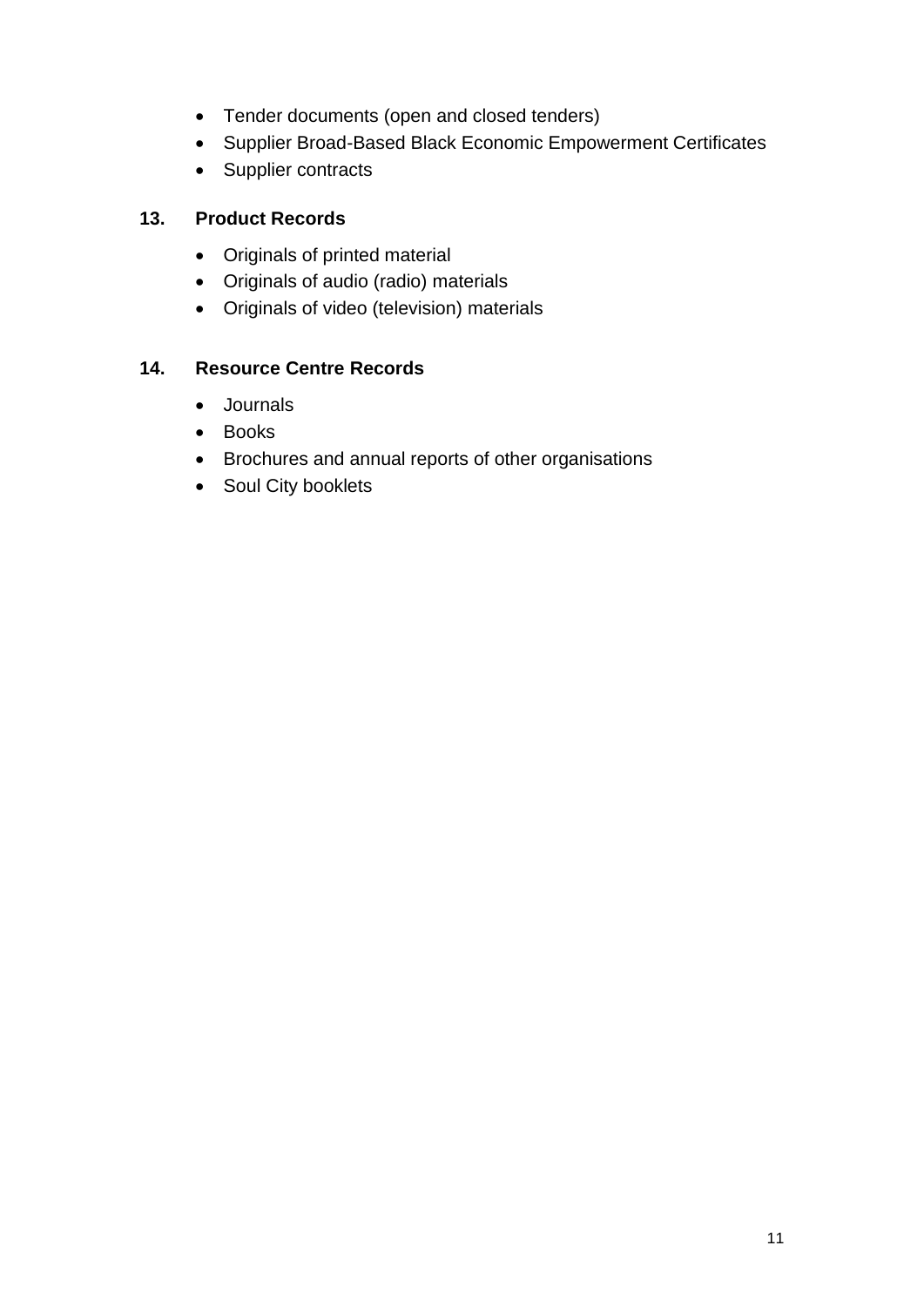- Tender documents (open and closed tenders)
- Supplier Broad-Based Black Economic Empowerment Certificates
- Supplier contracts

## 13. Product Records

- Originals of printed material
- Originals of audio (radio) materials
- Originals of video (television) materials

## 14. Resource Centre Records

- Journals
- Books
- Brochures and annual reports of other organisations
- Soul City booklets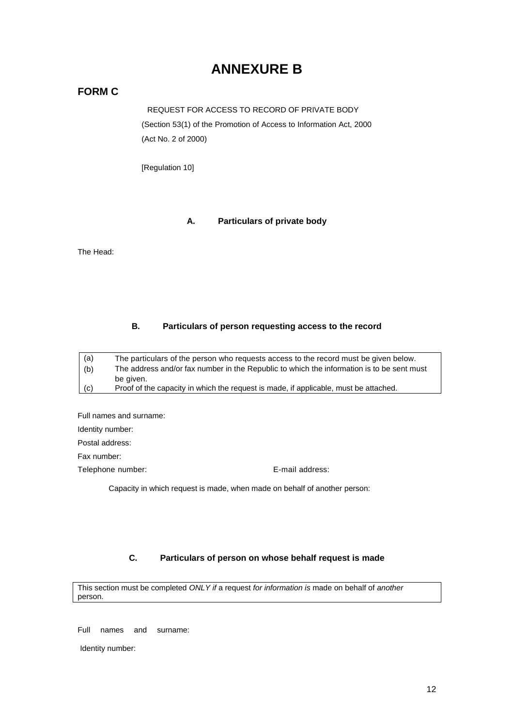# ANNEXURE B

## FORM C

REQUEST FOR ACCESS TO RECORD OF PRIVATE BODY
(Section 53(1) of the Promotion of Access to Information Act, 2000
(Act No. 2 of 2000)

[Regulation 10]

### A. Particulars of private body

The Head:

### B. Particulars of person requesting access to the record

| | |
|---|---|
| (a) | The particulars of the person who requests access to the record must be given below. |
| (b) | The address and/or fax number in the Republic to which the information is to be sent must be given. |
| (c) | Proof of the capacity in which the request is made, if applicable, must be attached. |

Full names and surname:

Identity number:

Postal address:

Fax number:

Telephone number: E-mail address:

Capacity in which request is made, when made on behalf of another person:

### C. Particulars of person on whose behalf request is made

This section must be completed *ONLY if* a request *for information is* made on behalf of *another* person.

Full names and surname:

Identity number: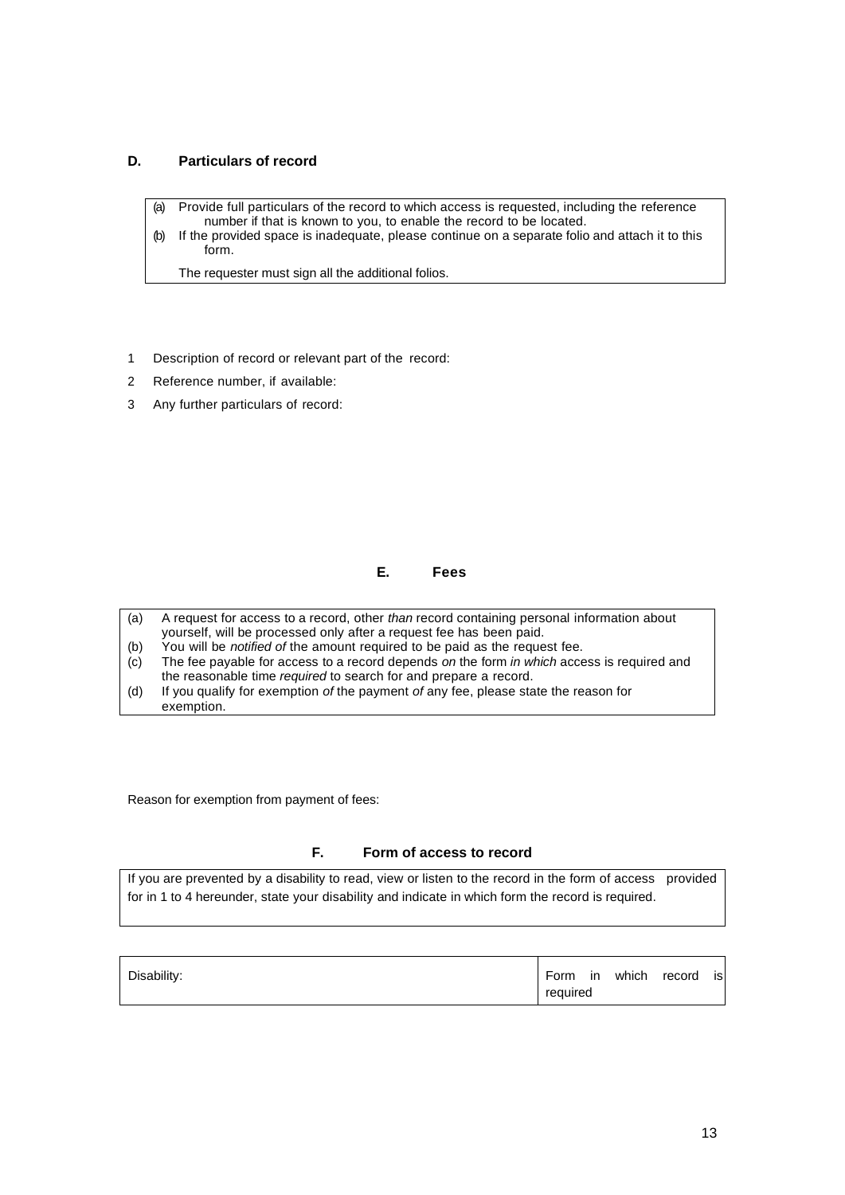## D. Particulars of record

| |
|---|
| (a) Provide full particulars of the record to which access is requested, including the reference number if that is known to you, to enable the record to be located.<br>(b) If the provided space is inadequate, please continue on a separate folio and attach it to this form.<br><br>The requester must sign all the additional folios. |

1. Description of record or relevant part of the record:
2. Reference number, if available:
3. Any further particulars of record:

## E. Fees

| |
|---|
| (a) A request for access to a record, other *than* record containing personal information about yourself, will be processed only after a request fee has been paid.<br>(b) You will be *notified of* the amount required to be paid as the request fee.<br>(c) The fee payable for access to a record depends *on* the form *in which* access is required and the reasonable time *required* to search for and prepare a record.<br>(d) If you qualify for exemption *of* the payment *of* any fee, please state the reason for exemption. |

Reason for exemption from payment of fees:

## F. Form of access to record

| |
|---|
| If you are prevented by a disability to read, view or listen to the record in the form of access provided for in 1 to 4 hereunder, state your disability and indicate in which form the record is required. |

| Disability: | Form in which record is required |
|---|---|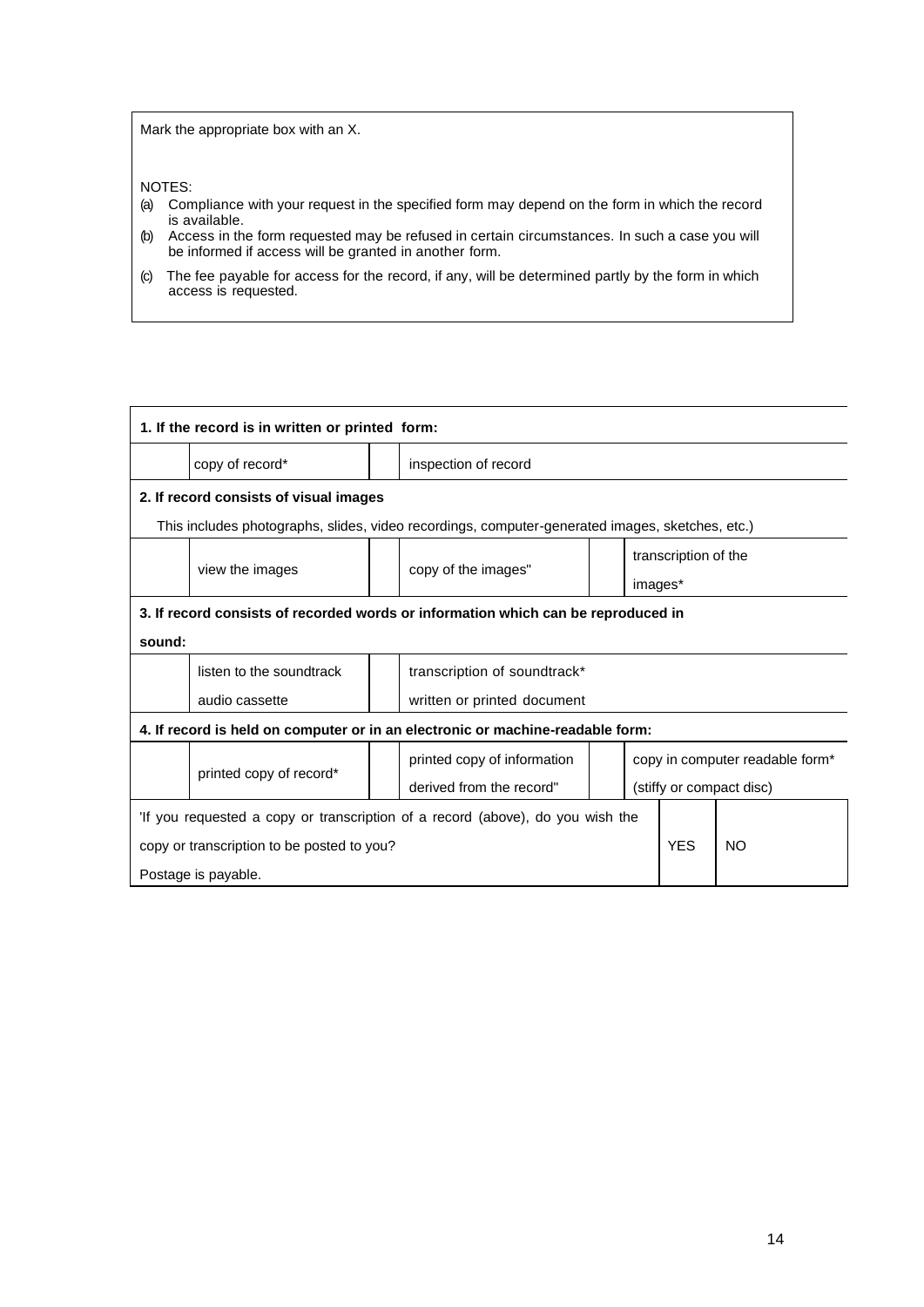Mark the appropriate box with an X.

NOTES:

(a) Compliance with your request in the specified form may depend on the form in which the record is available.
(b) Access in the form requested may be refused in certain circumstances. In such a case you will be informed if access will be granted in another form.
(c) The fee payable for access for the record, if any, will be determined partly by the form in which access is requested.

| | | | | | | |
|---|---|---|---|---|---|---|
| **1. If the record is in written or printed form:** | | | | | | |
| | copy of record* | | inspection of record | | | |
| **2. If record consists of visual images** This includes photographs, slides, video recordings, computer-generated images, sketches, etc.) | | | | | | |
| | view the images | | copy of the images" | | transcription of the images* | |
| **3. If record consists of recorded words or information which can be reproduced in sound:** | | | | | | |
| | listen to the soundtrack audio cassette | | transcription of soundtrack* written or printed document | | | |
| **4. If record is held on computer or in an electronic or machine-readable form:** | | | | | | |
| | printed copy of record* | | printed copy of information derived from the record" | | copy in computer readable form* (stiffy or compact disc) | |
| 'If you requested a copy or transcription of a record (above), do you wish the copy or transcription to be posted to you? Postage is payable. | | | | | YES | NO |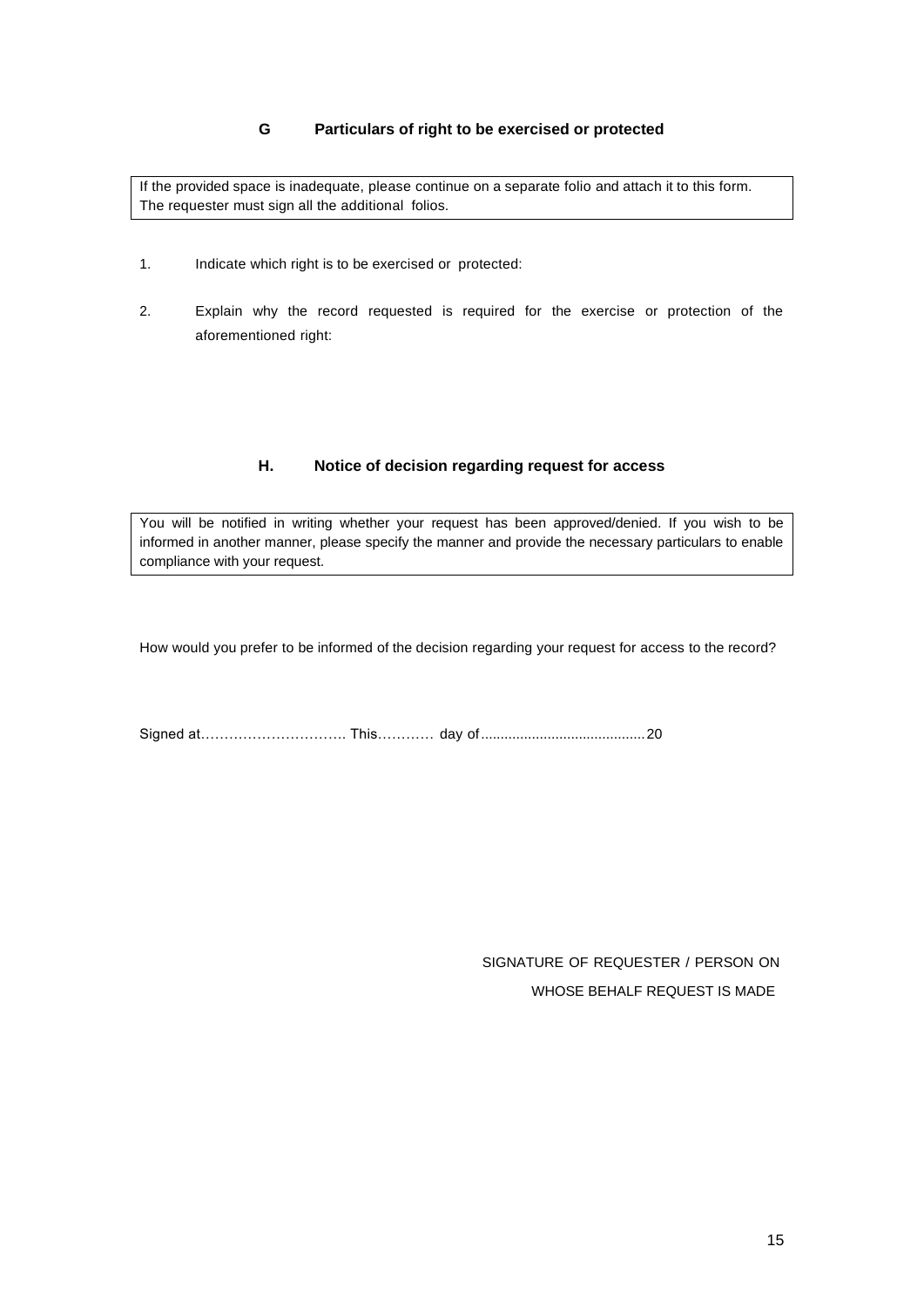## G Particulars of right to be exercised or protected

| If the provided space is inadequate, please continue on a separate folio and attach it to this form. The requester must sign all the additional folios. |
|---|

1. Indicate which right is to be exercised or protected:

2. Explain why the record requested is required for the exercise or protection of the aforementioned right:

## H. Notice of decision regarding request for access

| You will be notified in writing whether your request has been approved/denied. If you wish to be informed in another manner, please specify the manner and provide the necessary particulars to enable compliance with your request. |
|---|

How would you prefer to be informed of the decision regarding your request for access to the record?

Signed at………………………… This………… day of.........................................20

SIGNATURE OF REQUESTER / PERSON ON WHOSE BEHALF REQUEST IS MADE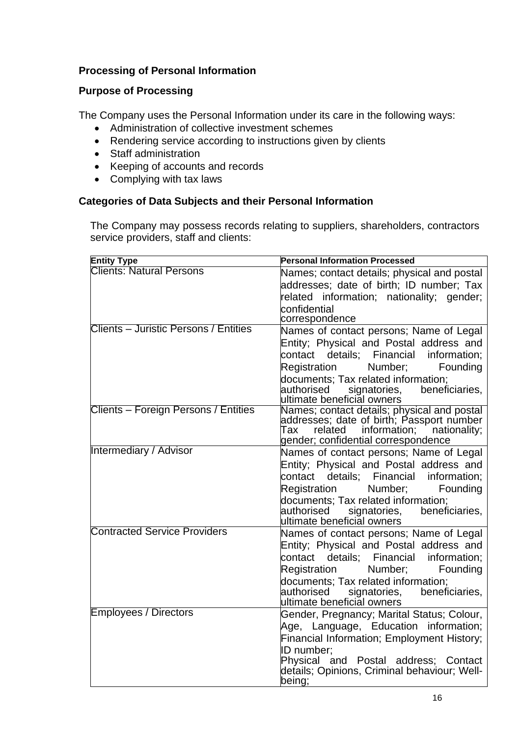### Processing of Personal Information

### Purpose of Processing

The Company uses the Personal Information under its care in the following ways:

- Administration of collective investment schemes
- Rendering service according to instructions given by clients
- Staff administration
- Keeping of accounts and records
- Complying with tax laws

### Categories of Data Subjects and their Personal Information

The Company may possess records relating to suppliers, shareholders, contractors service providers, staff and clients:

| Entity Type | Personal Information Processed |
|---|---|
| Clients: Natural Persons | Names; contact details; physical and postal addresses; date of birth; ID number; Tax related information; nationality; gender; confidential correspondence |
| Clients – Juristic Persons / Entities | Names of contact persons; Name of Legal Entity; Physical and Postal address and contact details; Financial information; Registration Number; Founding documents; Tax related information; authorised signatories, beneficiaries, ultimate beneficial owners |
| Clients – Foreign Persons / Entities | Names; contact details; physical and postal addresses; date of birth; Passport number Tax related information; nationality; gender; confidential correspondence |
| Intermediary / Advisor | Names of contact persons; Name of Legal Entity; Physical and Postal address and contact details; Financial information; Registration Number; Founding documents; Tax related information; authorised signatories, beneficiaries, ultimate beneficial owners |
| Contracted Service Providers | Names of contact persons; Name of Legal Entity; Physical and Postal address and contact details; Financial information; Registration Number; Founding documents; Tax related information; authorised signatories, beneficiaries, ultimate beneficial owners |
| Employees / Directors | Gender, Pregnancy; Marital Status; Colour, Age, Language, Education information; Financial Information; Employment History; ID number; Physical and Postal address; Contact details; Opinions, Criminal behaviour; Well-being; |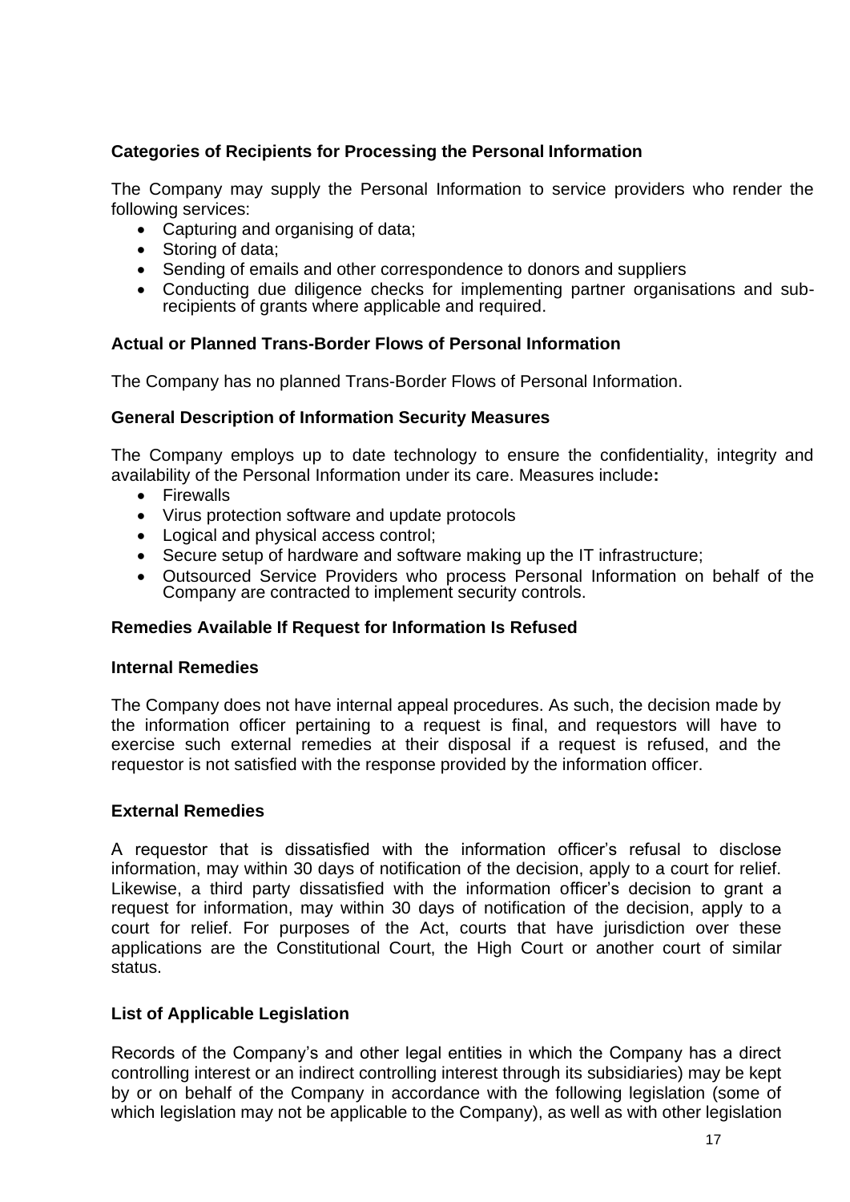### Categories of Recipients for Processing the Personal Information

The Company may supply the Personal Information to service providers who render the following services:

- Capturing and organising of data;
- Storing of data;
- Sending of emails and other correspondence to donors and suppliers
- Conducting due diligence checks for implementing partner organisations and sub-recipients of grants where applicable and required.

### Actual or Planned Trans-Border Flows of Personal Information

The Company has no planned Trans-Border Flows of Personal Information.

### General Description of Information Security Measures

The Company employs up to date technology to ensure the confidentiality, integrity and availability of the Personal Information under its care. Measures include**:**

- Firewalls
- Virus protection software and update protocols
- Logical and physical access control;
- Secure setup of hardware and software making up the IT infrastructure;
- Outsourced Service Providers who process Personal Information on behalf of the Company are contracted to implement security controls.

### Remedies Available If Request for Information Is Refused

#### Internal Remedies

The Company does not have internal appeal procedures. As such, the decision made by the information officer pertaining to a request is final, and requestors will have to exercise such external remedies at their disposal if a request is refused, and the requestor is not satisfied with the response provided by the information officer.

#### External Remedies

A requestor that is dissatisfied with the information officer's refusal to disclose information, may within 30 days of notification of the decision, apply to a court for relief. Likewise, a third party dissatisfied with the information officer's decision to grant a request for information, may within 30 days of notification of the decision, apply to a court for relief. For purposes of the Act, courts that have jurisdiction over these applications are the Constitutional Court, the High Court or another court of similar status.

### List of Applicable Legislation

Records of the Company's and other legal entities in which the Company has a direct controlling interest or an indirect controlling interest through its subsidiaries) may be kept by or on behalf of the Company in accordance with the following legislation (some of which legislation may not be applicable to the Company), as well as with other legislation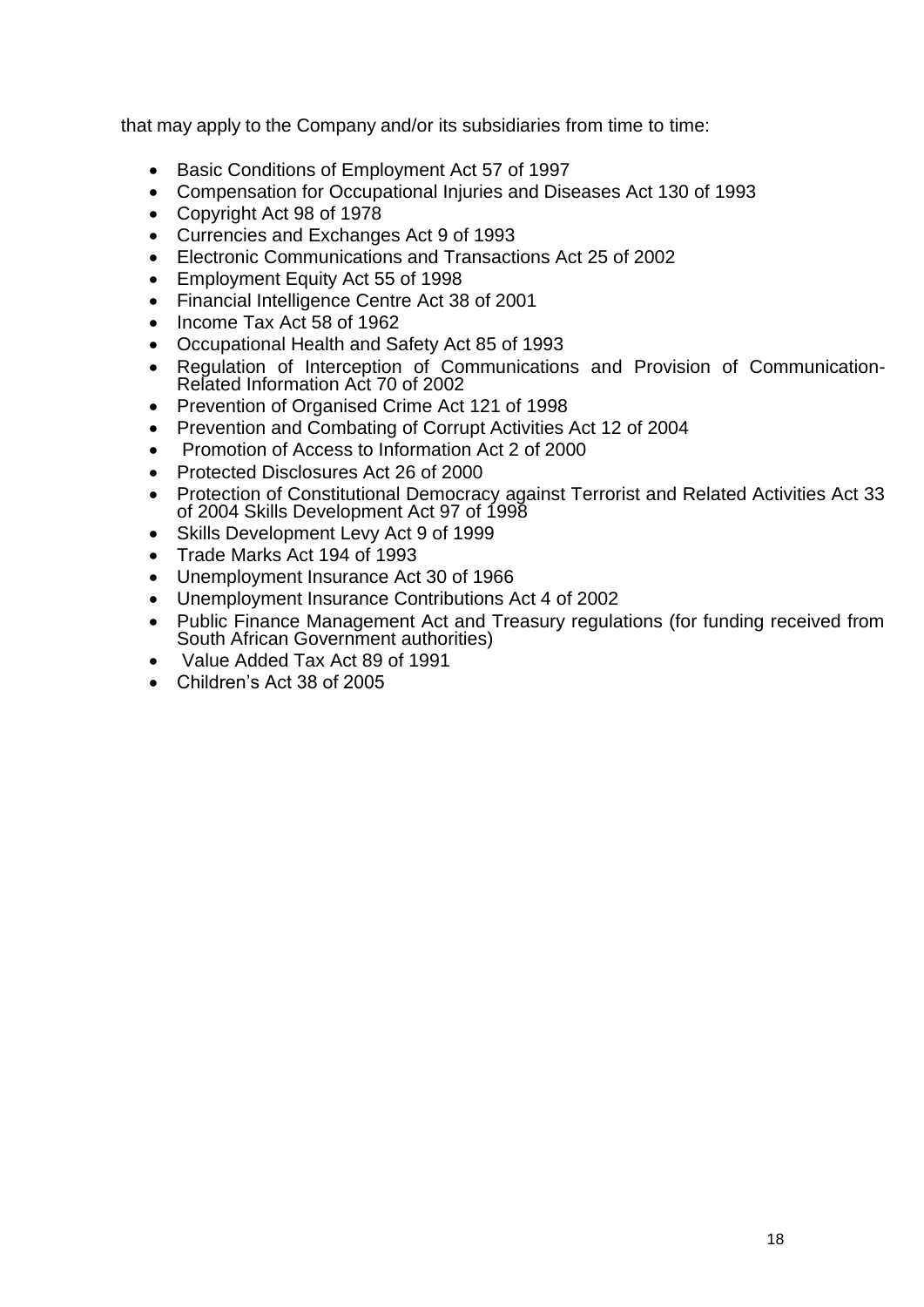that may apply to the Company and/or its subsidiaries from time to time:

- Basic Conditions of Employment Act 57 of 1997
- Compensation for Occupational Injuries and Diseases Act 130 of 1993
- Copyright Act 98 of 1978
- Currencies and Exchanges Act 9 of 1993
- Electronic Communications and Transactions Act 25 of 2002
- Employment Equity Act 55 of 1998
- Financial Intelligence Centre Act 38 of 2001
- Income Tax Act 58 of 1962
- Occupational Health and Safety Act 85 of 1993
- Regulation of Interception of Communications and Provision of Communication-Related Information Act 70 of 2002
- Prevention of Organised Crime Act 121 of 1998
- Prevention and Combating of Corrupt Activities Act 12 of 2004
- Promotion of Access to Information Act 2 of 2000
- Protected Disclosures Act 26 of 2000
- Protection of Constitutional Democracy against Terrorist and Related Activities Act 33 of 2004 Skills Development Act 97 of 1998
- Skills Development Levy Act 9 of 1999
- Trade Marks Act 194 of 1993
- Unemployment Insurance Act 30 of 1966
- Unemployment Insurance Contributions Act 4 of 2002
- Public Finance Management Act and Treasury regulations (for funding received from South African Government authorities)
- Value Added Tax Act 89 of 1991
- Children's Act 38 of 2005